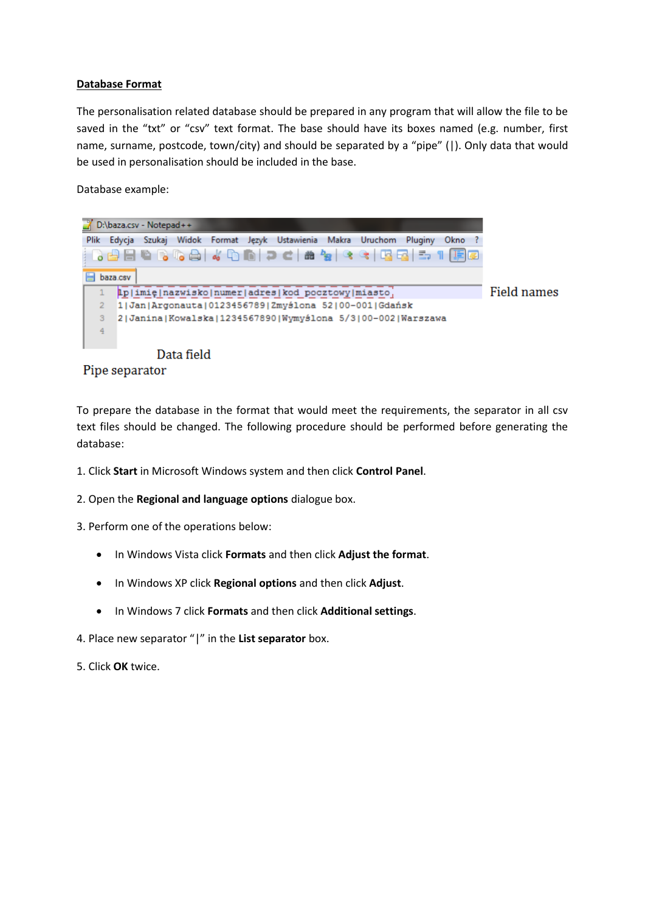**Database Format**

The personalisation related database should be prepared in any program that will allow the file to be saved in the “txt” or “csv” text format. The base should have its boxes named (e.g. number, first name, surname, postcode, town/city) and should be separated by a “pipe” (|). Only data that would be used in personalisation should be included in the base.

Database example:

```
lp|imię|nazwisko|numer|adres|kod pocztowy|miasto
1|Jan|Argonauta|0123456789|Zmyślona 52|00-001|Gdańsk
2|Janina|Kowalska|1234567890|Wymyślona 5/3|00-002|Warszawa
```

Field names

Data field

Pipe separator

To prepare the database in the format that would meet the requirements, the separator in all csv text files should be changed. The following procedure should be performed before generating the database:

1. Click **Start** in Microsoft Windows system and then click **Control Panel**.

2. Open the **Regional and language options** dialogue box.

3. Perform one of the operations below:

- In Windows Vista click **Formats** and then click **Adjust the format**.
- In Windows XP click **Regional options** and then click **Adjust**.
- In Windows 7 click **Formats** and then click **Additional settings**.

4. Place new separator “|” in the **List separator** box.

5. Click **OK** twice.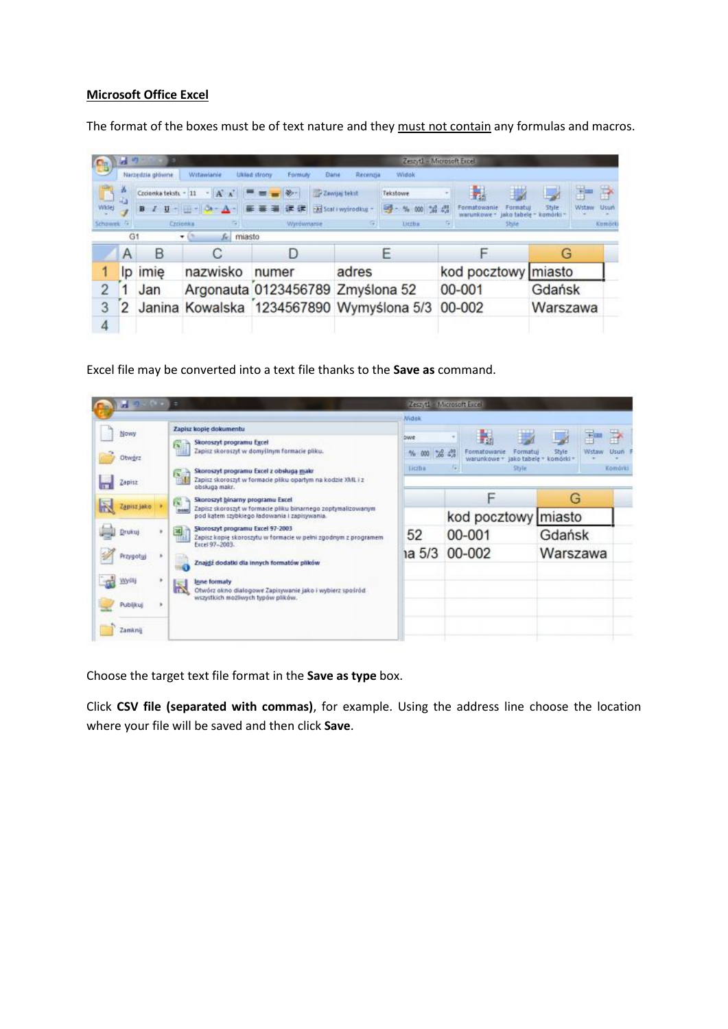**Microsoft Office Excel**

The format of the boxes must be of text nature and they must not contain any formulas and macros.

Excel file may be converted into a text file thanks to the **Save as** command.

Choose the target text file format in the **Save as type** box.

Click **CSV file (separated with commas)**, for example. Using the address line choose the location where your file will be saved and then click **Save**.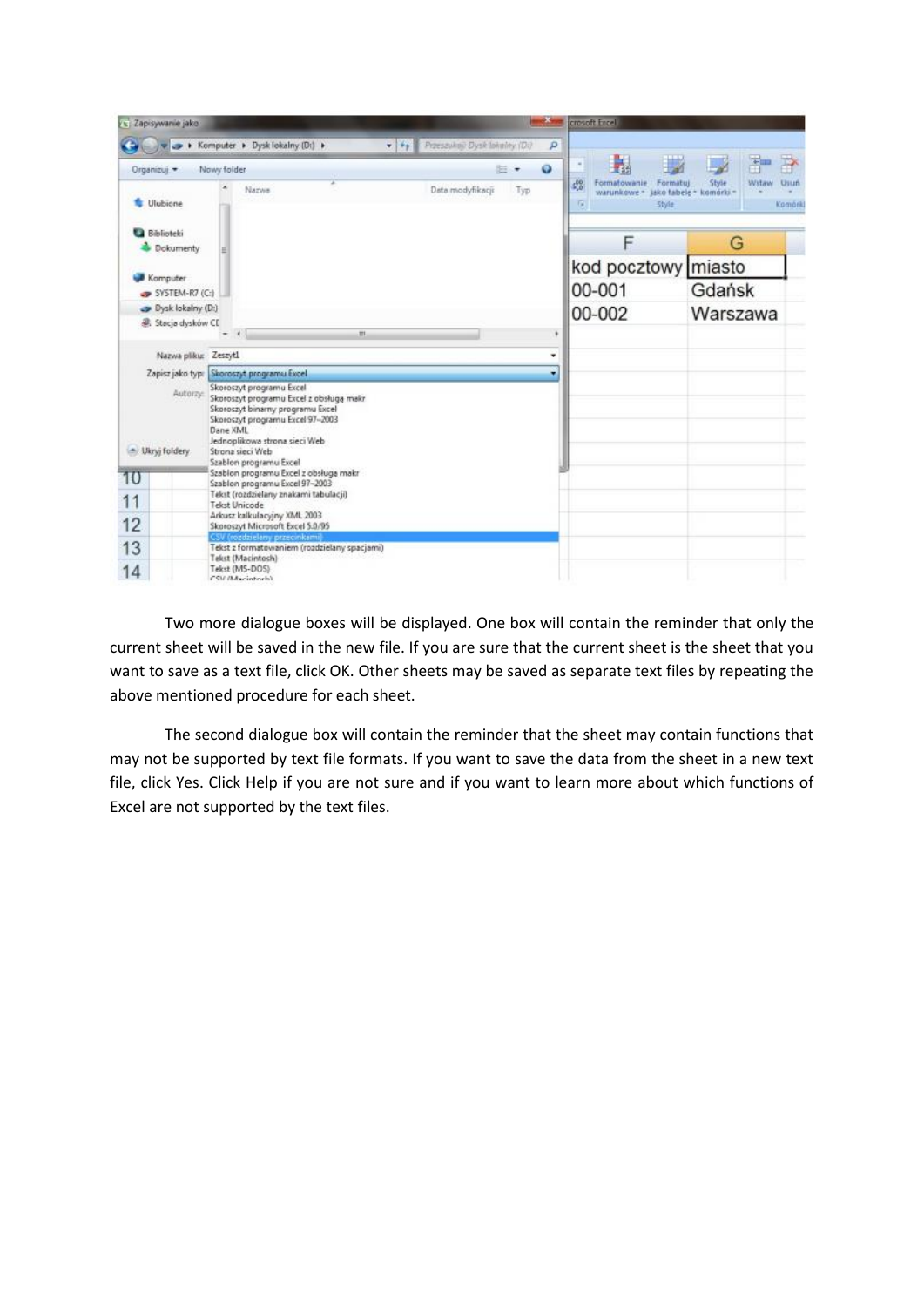Two more dialogue boxes will be displayed. One box will contain the reminder that only the current sheet will be saved in the new file. If you are sure that the current sheet is the sheet that you want to save as a text file, click OK. Other sheets may be saved as separate text files by repeating the above mentioned procedure for each sheet.

The second dialogue box will contain the reminder that the sheet may contain functions that may not be supported by text file formats. If you want to save the data from the sheet in a new text file, click Yes. Click Help if you are not sure and if you want to learn more about which functions of Excel are not supported by the text files.